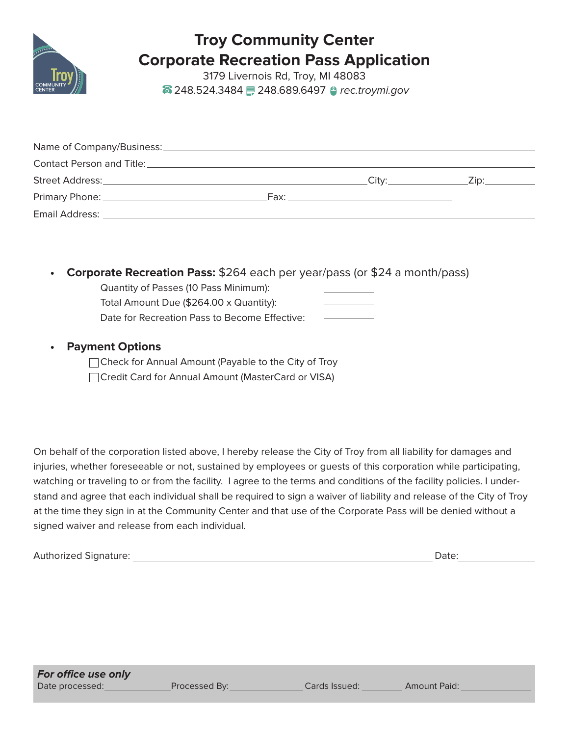# Troy Community Center
## Corporate Recreation Pass Application

3179 Livernois Rd, Troy, MI 48083
248.524.3484 248.689.6497 rec.troymi.gov

Name of Company/Business: ______________________________________________

Contact Person and Title: ______________________________________________

Street Address: ______________________________ City: ______________ Zip: __________

Primary Phone: ______________________________ Fax: ______________________________

Email Address: ______________________________________________

- **Corporate Recreation Pass:** $264 each per year/pass (or $24 a month/pass)
  - Quantity of Passes (10 Pass Minimum): __________
  - Total Amount Due ($264.00 x Quantity): __________
  - Date for Recreation Pass to Become Effective: __________

- **Payment Options**
  - ☐ Check for Annual Amount (Payable to the City of Troy
  - ☐ Credit Card for Annual Amount (MasterCard or VISA)

On behalf of the corporation listed above, I hereby release the City of Troy from all liability for damages and injuries, whether foreseeable or not, sustained by employees or guests of this corporation while participating, watching or traveling to or from the facility. I agree to the terms and conditions of the facility policies. I understand and agree that each individual shall be required to sign a waiver of liability and release of the City of Troy at the time they sign in at the Community Center and that use of the Corporate Pass will be denied without a signed waiver and release from each individual.

Authorized Signature: ______________________________________________ Date: ______________

***For office use only***

Date processed: ______________ Processed By: ______________ Cards Issued: ________ Amount Paid: ______________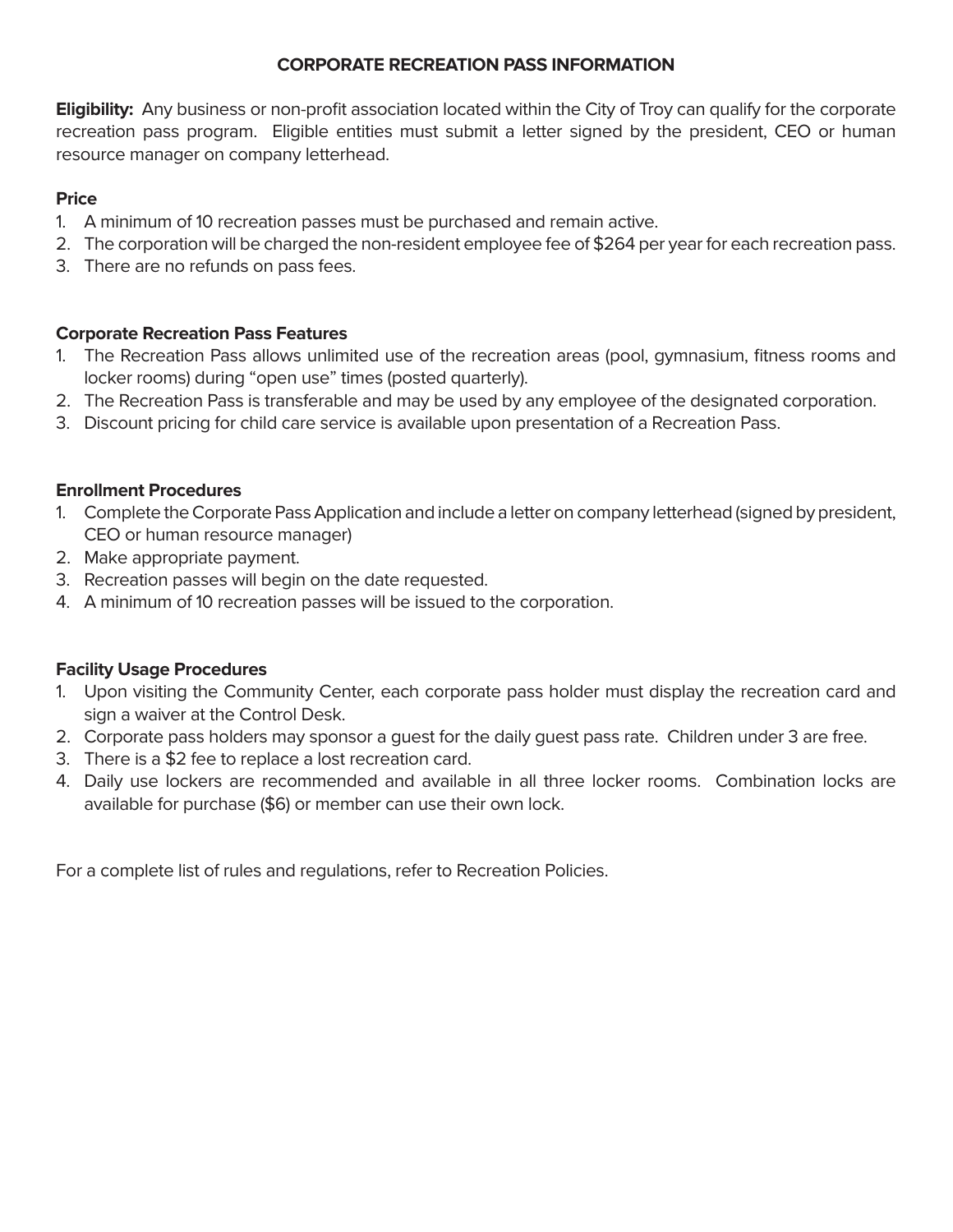# CORPORATE RECREATION PASS INFORMATION

**Eligibility:** Any business or non-profit association located within the City of Troy can qualify for the corporate recreation pass program. Eligible entities must submit a letter signed by the president, CEO or human resource manager on company letterhead.

**Price**

1. A minimum of 10 recreation passes must be purchased and remain active.
2. The corporation will be charged the non-resident employee fee of $264 per year for each recreation pass.
3. There are no refunds on pass fees.

**Corporate Recreation Pass Features**

1. The Recreation Pass allows unlimited use of the recreation areas (pool, gymnasium, fitness rooms and locker rooms) during "open use" times (posted quarterly).
2. The Recreation Pass is transferable and may be used by any employee of the designated corporation.
3. Discount pricing for child care service is available upon presentation of a Recreation Pass.

**Enrollment Procedures**

1. Complete the Corporate Pass Application and include a letter on company letterhead (signed by president, CEO or human resource manager)
2. Make appropriate payment.
3. Recreation passes will begin on the date requested.
4. A minimum of 10 recreation passes will be issued to the corporation.

**Facility Usage Procedures**

1. Upon visiting the Community Center, each corporate pass holder must display the recreation card and sign a waiver at the Control Desk.
2. Corporate pass holders may sponsor a guest for the daily guest pass rate. Children under 3 are free.
3. There is a $2 fee to replace a lost recreation card.
4. Daily use lockers are recommended and available in all three locker rooms. Combination locks are available for purchase ($6) or member can use their own lock.

For a complete list of rules and regulations, refer to Recreation Policies.